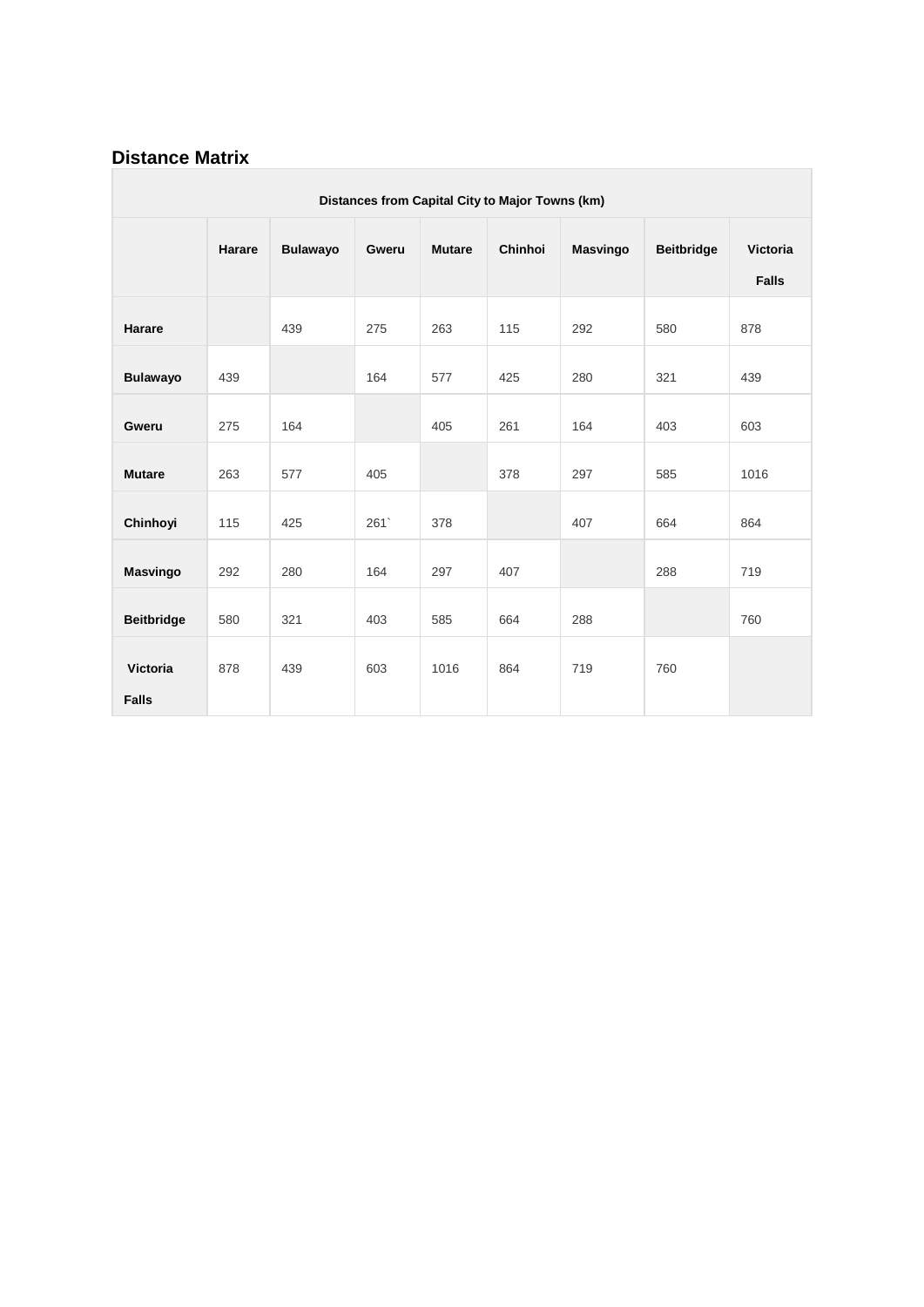## Distance Matrix

| Distances from Capital City to Major Towns (km) | | | | | | | | |
|---|---|---|---|---|---|---|---|---|
| | **Harare** | **Bulawayo** | **Gweru** | **Mutare** | **Chinhoi** | **Masvingo** | **Beitbridge** | **Victoria Falls** |
| **Harare** | | 439 | 275 | 263 | 115 | 292 | 580 | 878 |
| **Bulawayo** | 439 | | 164 | 577 | 425 | 280 | 321 | 439 |
| **Gweru** | 275 | 164 | | 405 | 261 | 164 | 403 | 603 |
| **Mutare** | 263 | 577 | 405 | | 378 | 297 | 585 | 1016 |
| **Chinhoyi** | 115 | 425 | 261` | 378 | | 407 | 664 | 864 |
| **Masvingo** | 292 | 280 | 164 | 297 | 407 | | 288 | 719 |
| **Beitbridge** | 580 | 321 | 403 | 585 | 664 | 288 | | 760 |
| **Victoria Falls** | 878 | 439 | 603 | 1016 | 864 | 719 | 760 | |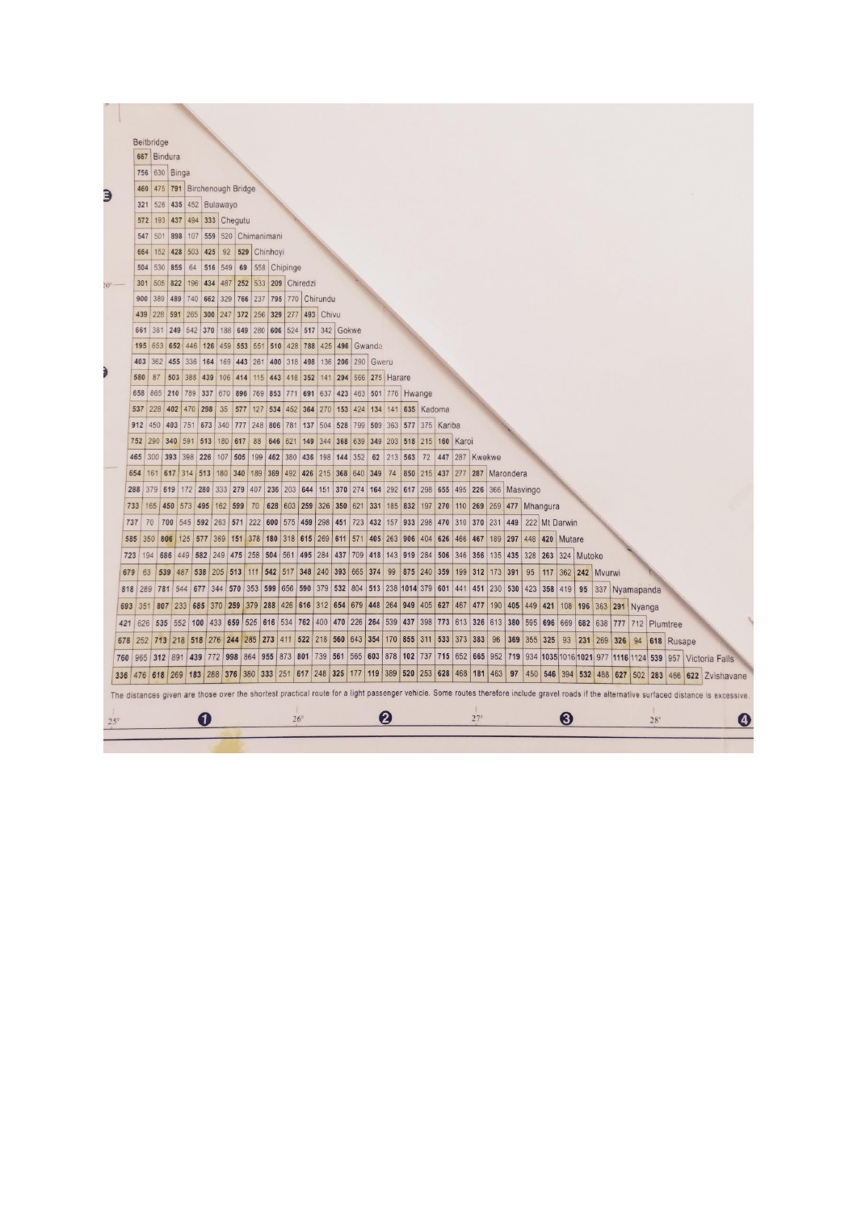| | Beitbridge | Bindura | Binga | Birchenough Bridge | Bulawayo | Chegutu | Chimanimani | Chinhoyi | Chipinge | Chiredzi | Chirundu | Chivu | Gokwe | Gwanda | Gweru | Harare | Hwange | Kadoma | Kariba | Karoi | Kwekwe | Marondera | Masvingo | Mhangura | Mt Darwin | Mutare | Mutoko | Mvurwi | Nyamapanda | Nyanga | Plumtree | Rusape | Victoria Falls |
|---|---|---|---|---|---|---|---|---|---|---|---|---|---|---|---|---|---|---|---|---|---|---|---|---|---|---|---|---|---|---|---|---|---|
| Bindura | 667 | | | | | | | | | | | | | | | | | | | | | | | | | | | | | | | | |
| Binga | 756 | 630 | | | | | | | | | | | | | | | | | | | | | | | | | | | | | | | |
| Birchenough Bridge | 460 | 475 | 791 | | | | | | | | | | | | | | | | | | | | | | | | | | | | | | |
| Bulawayo | 321 | 526 | 435 | 452 | | | | | | | | | | | | | | | | | | | | | | | | | | | | | |
| Chegutu | 572 | 193 | 437 | 494 | 333 | | | | | | | | | | | | | | | | | | | | | | | | | | | | |
| Chimanimani | 547 | 501 | 898 | 107 | 559 | 520 | | | | | | | | | | | | | | | | | | | | | | | | | | | |
| Chinhoyi | 664 | 152 | 428 | 503 | 425 | 92 | 529 | | | | | | | | | | | | | | | | | | | | | | | | | | |
| Chipinge | 504 | 530 | 855 | 64 | 516 | 549 | 69 | 558 | | | | | | | | | | | | | | | | | | | | | | | | | |
| Chiredzi | 301 | 505 | 822 | 196 | 434 | 487 | 252 | 533 | 209 | | | | | | | | | | | | | | | | | | | | | | | | |
| Chirundu | 900 | 389 | 489 | 740 | 662 | 329 | 766 | 237 | 795 | 770 | | | | | | | | | | | | | | | | | | | | | | | |
| Chivu | 439 | 228 | 591 | 265 | 300 | 247 | 372 | 256 | 329 | 277 | 493 | | | | | | | | | | | | | | | | | | | | | | |
| Gokwe | 661 | 381 | 249 | 542 | 370 | 188 | 649 | 280 | 606 | 524 | 517 | 342 | | | | | | | | | | | | | | | | | | | | | |
| Gwanda | 195 | 653 | 652 | 446 | 126 | 459 | 553 | 551 | 510 | 428 | 788 | 425 | 496 | | | | | | | | | | | | | | | | | | | | |
| Gweru | 403 | 362 | 455 | 336 | 164 | 169 | 443 | 261 | 400 | 318 | 498 | 136 | 206 | 290 | | | | | | | | | | | | | | | | | | | |
| Harare | 580 | 87 | 503 | 388 | 439 | 106 | 414 | 115 | 443 | 418 | 352 | 141 | 294 | 566 | 275 | | | | | | | | | | | | | | | | | | |
| Hwange | 658 | 665 | 210 | 789 | 337 | 670 | 896 | 769 | 853 | 771 | 691 | 637 | 423 | 463 | 501 | 776 | | | | | | | | | | | | | | | | | |
| Kadoma | 537 | 228 | 402 | 470 | 298 | 35 | 577 | 127 | 534 | 452 | 364 | 270 | 153 | 424 | 134 | 141 | 635 | | | | | | | | | | | | | | | | |
| Kariba | 912 | 450 | 403 | 751 | 673 | 340 | 777 | 248 | 806 | 781 | 137 | 504 | 528 | 799 | 509 | 363 | 577 | 375 | | | | | | | | | | | | | | | |
| Karoi | 752 | 290 | 340 | 591 | 513 | 180 | 617 | 88 | 646 | 621 | 149 | 344 | 368 | 639 | 349 | 203 | 518 | 215 | 160 | | | | | | | | | | | | | | |
| Kwekwe | 465 | 300 | 393 | 398 | 226 | 107 | 505 | 199 | 462 | 380 | 436 | 198 | 144 | 352 | 62 | 213 | 563 | 72 | 447 | 287 | | | | | | | | | | | | | |
| Marondera | 654 | 161 | 617 | 314 | 513 | 180 | 340 | 189 | 369 | 492 | 426 | 215 | 368 | 640 | 349 | 74 | 850 | 215 | 437 | 277 | 287 | | | | | | | | | | | | |
| Masvingo | 288 | 379 | 619 | 172 | 280 | 333 | 279 | 407 | 236 | 203 | 644 | 151 | 370 | 274 | 164 | 292 | 617 | 298 | 655 | 495 | 226 | 366 | | | | | | | | | | | |
| Mhangura | 733 | 165 | 450 | 573 | 495 | 162 | 599 | 70 | 628 | 603 | 259 | 326 | 350 | 621 | 331 | 185 | 832 | 197 | 270 | 110 | 269 | 259 | 477 | | | | | | | | | | |
| Mt Darwin | 737 | 70 | 700 | 545 | 592 | 263 | 571 | 222 | 600 | 575 | 459 | 298 | 451 | 723 | 432 | 157 | 933 | 298 | 470 | 310 | 370 | 231 | 449 | 222 | | | | | | | | | |
| Mutare | 585 | 350 | 806 | 125 | 577 | 369 | 151 | 378 | 180 | 318 | 615 | 269 | 611 | 571 | 405 | 263 | 906 | 404 | 626 | 466 | 467 | 189 | 297 | 448 | 420 | | | | | | | | |
| Mutoko | 723 | 194 | 686 | 449 | 582 | 249 | 475 | 258 | 504 | 561 | 495 | 284 | 437 | 709 | 418 | 143 | 919 | 284 | 506 | 346 | 356 | 135 | 435 | 328 | 263 | 324 | | | | | | | |
| Mvurwi | 679 | 63 | 539 | 487 | 538 | 205 | 513 | 111 | 542 | 517 | 348 | 240 | 393 | 665 | 374 | 99 | 875 | 240 | 359 | 199 | 312 | 173 | 391 | 95 | 117 | 362 | 242 | | | | | | |
| Nyamapanda | 818 | 289 | 781 | 544 | 677 | 344 | 570 | 353 | 599 | 656 | 590 | 379 | 532 | 804 | 513 | 238 | 1014 | 379 | 601 | 441 | 451 | 230 | 530 | 423 | 358 | 419 | 95 | 337 | | | | | |
| Nyanga | 693 | 351 | 807 | 233 | 685 | 370 | 259 | 379 | 288 | 426 | 616 | 312 | 654 | 679 | 448 | 264 | 949 | 405 | 627 | 467 | 477 | 190 | 405 | 449 | 421 | 108 | 196 | 363 | 291 | | | | |
| Plumtree | 421 | 626 | 535 | 552 | 100 | 433 | 659 | 525 | 616 | 534 | 762 | 400 | 470 | 226 | 264 | 539 | 437 | 398 | 773 | 613 | 326 | 613 | 380 | 595 | 696 | 669 | 682 | 638 | 777 | 712 | | | |
| Rusape | 678 | 252 | 713 | 218 | 518 | 276 | 244 | 285 | 273 | 411 | 522 | 218 | 560 | 643 | 354 | 170 | 855 | 311 | 533 | 373 | 383 | 96 | 369 | 355 | 325 | 93 | 231 | 269 | 326 | 94 | 618 | | |
| Victoria Falls | 760 | 965 | 312 | 891 | 439 | 772 | 998 | 864 | 955 | 873 | 801 | 739 | 561 | 565 | 603 | 878 | 102 | 737 | 715 | 652 | 665 | 952 | 719 | 934 | 1035 | 1016 | 1021 | 977 | 1116 | 1124 | 539 | 957 | |
| Zvishavane | 336 | 476 | 618 | 269 | 183 | 288 | 376 | 380 | 333 | 251 | 617 | 248 | 325 | 177 | 119 | 389 | 520 | 253 | 628 | 468 | 181 | 463 | 97 | 450 | 546 | 394 | 532 | 488 | 627 | 502 | 283 | 466 | 622 |

The distances given are those over the shortest practical route for a light passenger vehicle. Some routes therefore include gravel roads if the alternative surfaced distance is excessive.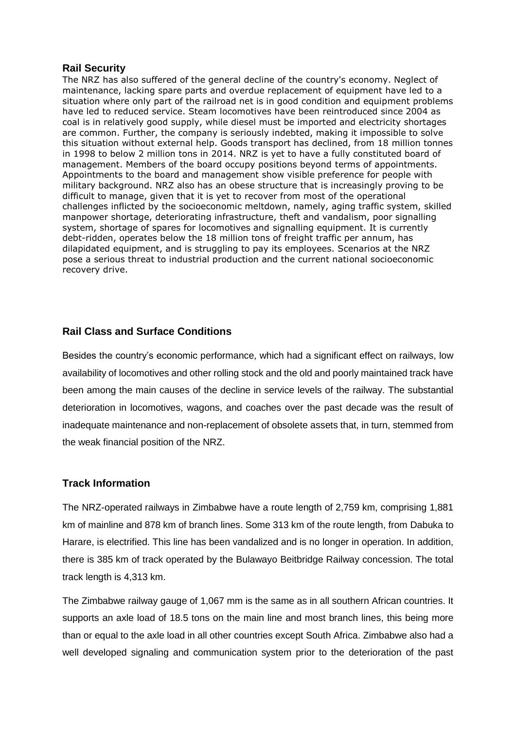## Rail Security

The NRZ has also suffered of the general decline of the country's economy. Neglect of maintenance, lacking spare parts and overdue replacement of equipment have led to a situation where only part of the railroad net is in good condition and equipment problems have led to reduced service. Steam locomotives have been reintroduced since 2004 as coal is in relatively good supply, while diesel must be imported and electricity shortages are common. Further, the company is seriously indebted, making it impossible to solve this situation without external help. Goods transport has declined, from 18 million tonnes in 1998 to below 2 million tons in 2014. NRZ is yet to have a fully constituted board of management. Members of the board occupy positions beyond terms of appointments. Appointments to the board and management show visible preference for people with military background. NRZ also has an obese structure that is increasingly proving to be difficult to manage, given that it is yet to recover from most of the operational challenges inflicted by the socioeconomic meltdown, namely, aging traffic system, skilled manpower shortage, deteriorating infrastructure, theft and vandalism, poor signalling system, shortage of spares for locomotives and signalling equipment. It is currently debt-ridden, operates below the 18 million tons of freight traffic per annum, has dilapidated equipment, and is struggling to pay its employees. Scenarios at the NRZ pose a serious threat to industrial production and the current national socioeconomic recovery drive.

## Rail Class and Surface Conditions

Besides the country's economic performance, which had a significant effect on railways, low availability of locomotives and other rolling stock and the old and poorly maintained track have been among the main causes of the decline in service levels of the railway. The substantial deterioration in locomotives, wagons, and coaches over the past decade was the result of inadequate maintenance and non-replacement of obsolete assets that, in turn, stemmed from the weak financial position of the NRZ.

## Track Information

The NRZ-operated railways in Zimbabwe have a route length of 2,759 km, comprising 1,881 km of mainline and 878 km of branch lines. Some 313 km of the route length, from Dabuka to Harare, is electrified. This line has been vandalized and is no longer in operation. In addition, there is 385 km of track operated by the Bulawayo Beitbridge Railway concession. The total track length is 4,313 km.

The Zimbabwe railway gauge of 1,067 mm is the same as in all southern African countries. It supports an axle load of 18.5 tons on the main line and most branch lines, this being more than or equal to the axle load in all other countries except South Africa. Zimbabwe also had a well developed signaling and communication system prior to the deterioration of the past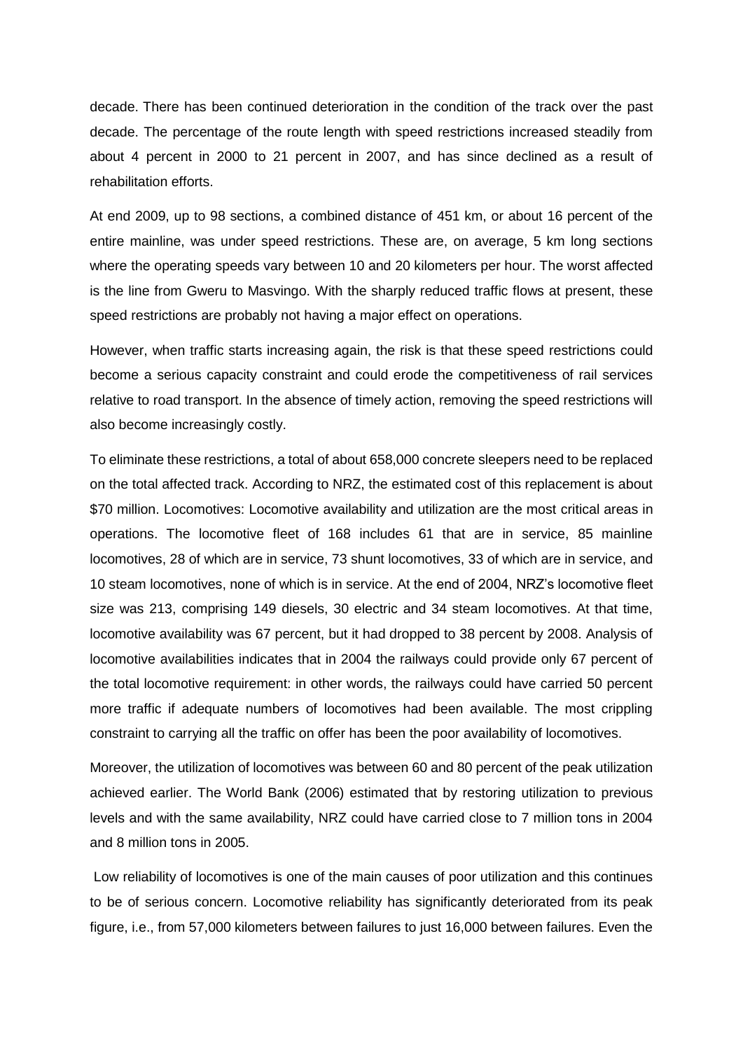decade. There has been continued deterioration in the condition of the track over the past decade. The percentage of the route length with speed restrictions increased steadily from about 4 percent in 2000 to 21 percent in 2007, and has since declined as a result of rehabilitation efforts.

At end 2009, up to 98 sections, a combined distance of 451 km, or about 16 percent of the entire mainline, was under speed restrictions. These are, on average, 5 km long sections where the operating speeds vary between 10 and 20 kilometers per hour. The worst affected is the line from Gweru to Masvingo. With the sharply reduced traffic flows at present, these speed restrictions are probably not having a major effect on operations.

However, when traffic starts increasing again, the risk is that these speed restrictions could become a serious capacity constraint and could erode the competitiveness of rail services relative to road transport. In the absence of timely action, removing the speed restrictions will also become increasingly costly.

To eliminate these restrictions, a total of about 658,000 concrete sleepers need to be replaced on the total affected track. According to NRZ, the estimated cost of this replacement is about \$70 million. Locomotives: Locomotive availability and utilization are the most critical areas in operations. The locomotive fleet of 168 includes 61 that are in service, 85 mainline locomotives, 28 of which are in service, 73 shunt locomotives, 33 of which are in service, and 10 steam locomotives, none of which is in service. At the end of 2004, NRZ's locomotive fleet size was 213, comprising 149 diesels, 30 electric and 34 steam locomotives. At that time, locomotive availability was 67 percent, but it had dropped to 38 percent by 2008. Analysis of locomotive availabilities indicates that in 2004 the railways could provide only 67 percent of the total locomotive requirement: in other words, the railways could have carried 50 percent more traffic if adequate numbers of locomotives had been available. The most crippling constraint to carrying all the traffic on offer has been the poor availability of locomotives.

Moreover, the utilization of locomotives was between 60 and 80 percent of the peak utilization achieved earlier. The World Bank (2006) estimated that by restoring utilization to previous levels and with the same availability, NRZ could have carried close to 7 million tons in 2004 and 8 million tons in 2005.

Low reliability of locomotives is one of the main causes of poor utilization and this continues to be of serious concern. Locomotive reliability has significantly deteriorated from its peak figure, i.e., from 57,000 kilometers between failures to just 16,000 between failures. Even the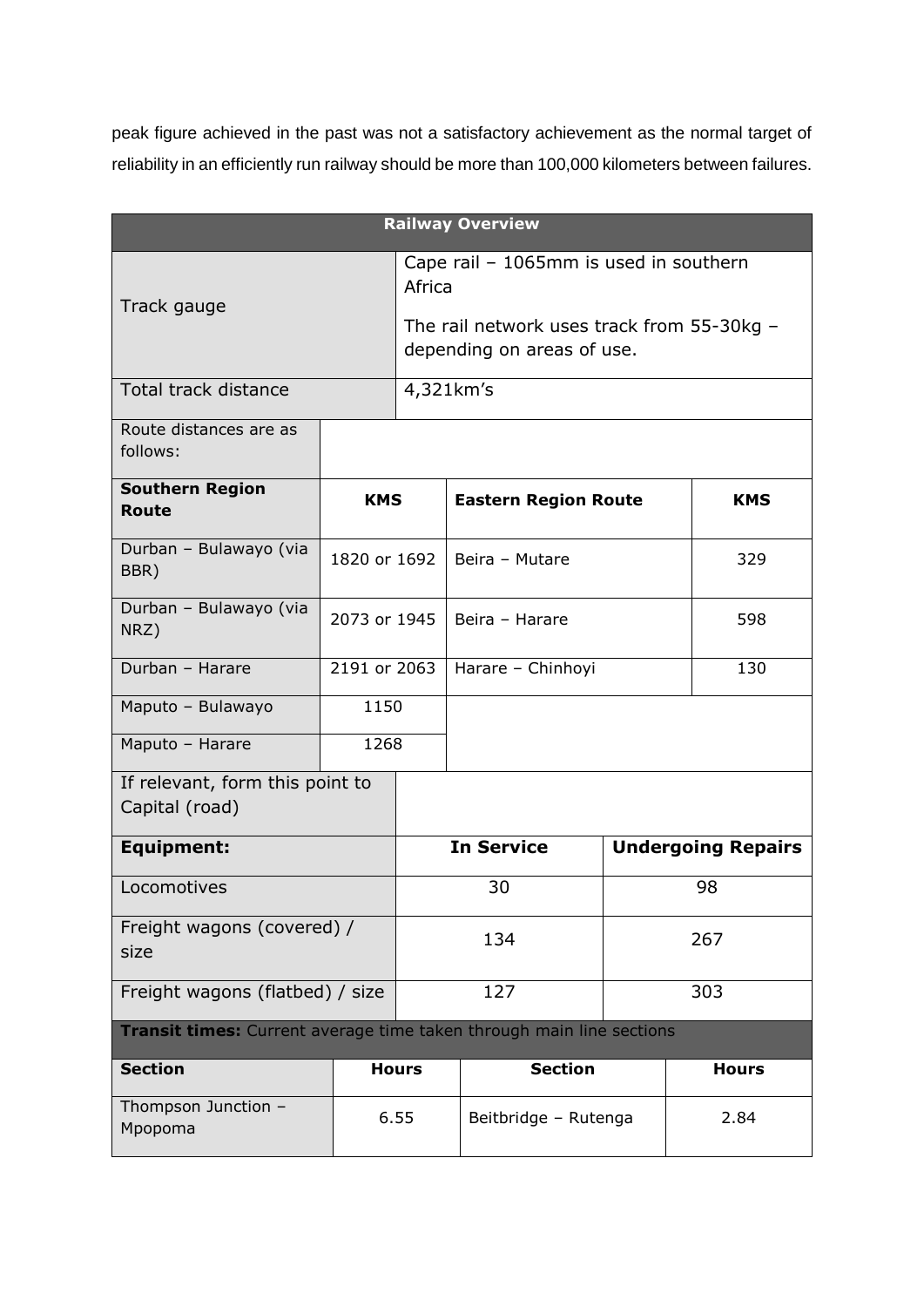peak figure achieved in the past was not a satisfactory achievement as the normal target of reliability in an efficiently run railway should be more than 100,000 kilometers between failures.

| **Railway Overview** | | | |
|---|---|---|---|
| Track gauge | Cape rail – 1065mm is used in southern Africa<br><br>The rail network uses track from 55-30kg – depending on areas of use. | | |
| Total track distance | 4,321km's | | |
| Route distances are as follows: | | | |
| **Southern Region Route** | **KMS** | **Eastern Region Route** | **KMS** |
| Durban – Bulawayo (via BBR) | 1820 or 1692 | Beira – Mutare | 329 |
| Durban – Bulawayo (via NRZ) | 2073 or 1945 | Beira – Harare | 598 |
| Durban – Harare | 2191 or 2063 | Harare – Chinhoyi | 130 |
| Maputo – Bulawayo | 1150 | | |
| Maputo – Harare | 1268 | | |
| If relevant, form this point to Capital (road) | | | |
| **Equipment:** | **In Service** | **Undergoing Repairs** | |
| Locomotives | 30 | 98 | |
| Freight wagons (covered) / size | 134 | 267 | |
| Freight wagons (flatbed) / size | 127 | 303 | |
| **Transit times:** Current average time taken through main line sections | | | |
| **Section** | **Hours** | **Section** | **Hours** |
| Thompson Junction – Mpopoma | 6.55 | Beitbridge – Rutenga | 2.84 |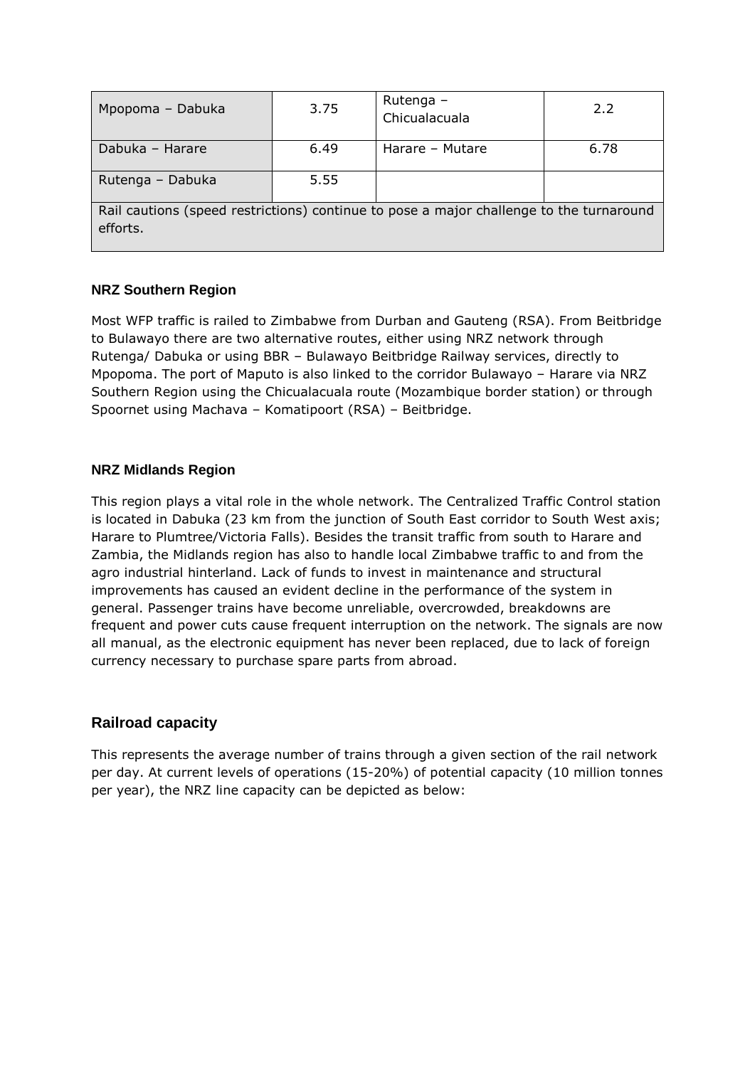| Mpopoma – Dabuka | 3.75 | Rutenga – Chicualacuala | 2.2 |
|---|---|---|---|
| Dabuka – Harare | 6.49 | Harare – Mutare | 6.78 |
| Rutenga – Dabuka | 5.55 | | |
| Rail cautions (speed restrictions) continue to pose a major challenge to the turnaround efforts. | | | |

### NRZ Southern Region

Most WFP traffic is railed to Zimbabwe from Durban and Gauteng (RSA). From Beitbridge to Bulawayo there are two alternative routes, either using NRZ network through Rutenga/ Dabuka or using BBR – Bulawayo Beitbridge Railway services, directly to Mpopoma. The port of Maputo is also linked to the corridor Bulawayo – Harare via NRZ Southern Region using the Chicualacuala route (Mozambique border station) or through Spoornet using Machava – Komatipoort (RSA) – Beitbridge.

### NRZ Midlands Region

This region plays a vital role in the whole network. The Centralized Traffic Control station is located in Dabuka (23 km from the junction of South East corridor to South West axis; Harare to Plumtree/Victoria Falls). Besides the transit traffic from south to Harare and Zambia, the Midlands region has also to handle local Zimbabwe traffic to and from the agro industrial hinterland. Lack of funds to invest in maintenance and structural improvements has caused an evident decline in the performance of the system in general. Passenger trains have become unreliable, overcrowded, breakdowns are frequent and power cuts cause frequent interruption on the network. The signals are now all manual, as the electronic equipment has never been replaced, due to lack of foreign currency necessary to purchase spare parts from abroad.

## Railroad capacity

This represents the average number of trains through a given section of the rail network per day. At current levels of operations (15-20%) of potential capacity (10 million tonnes per year), the NRZ line capacity can be depicted as below: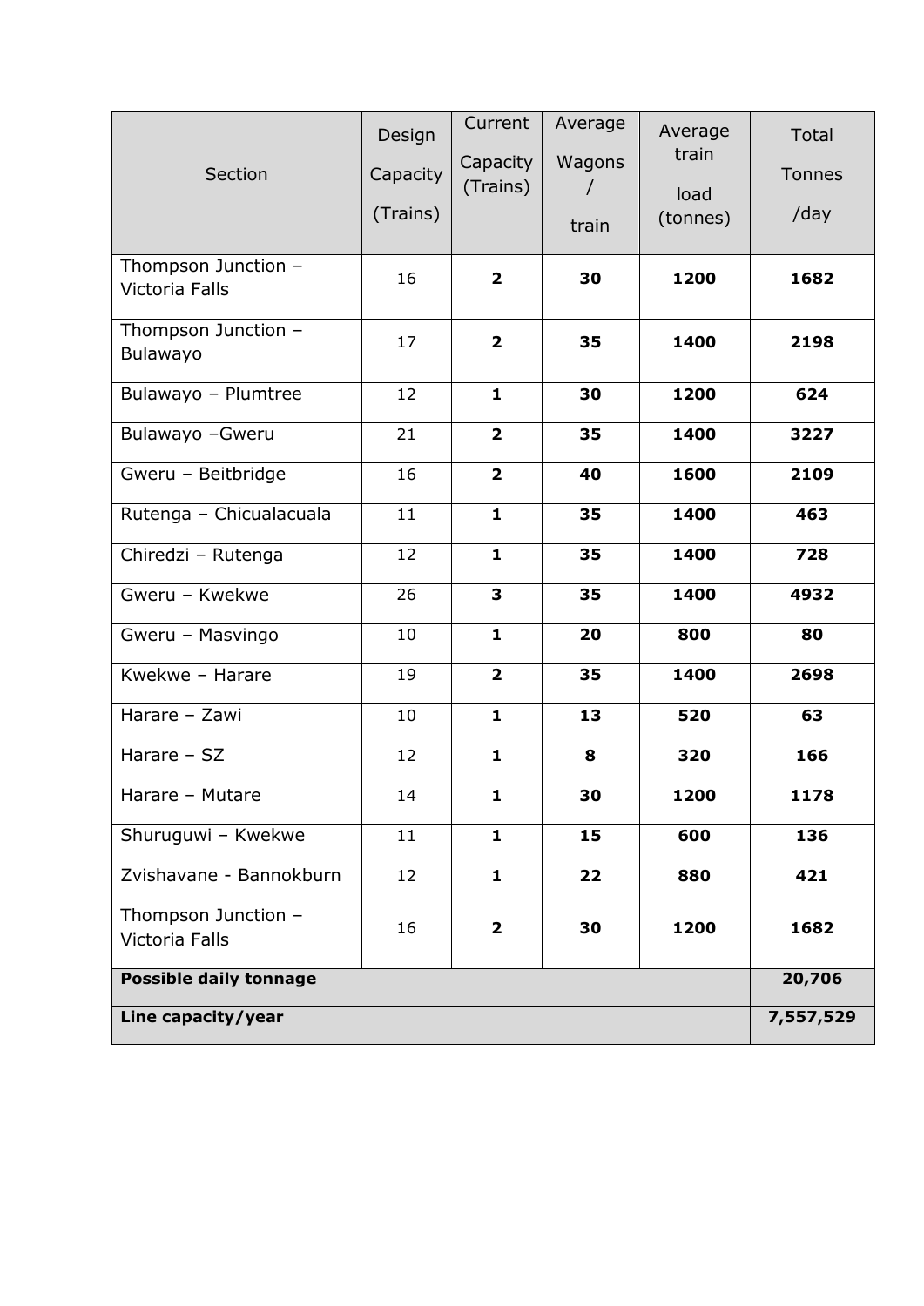| Section | Design Capacity (Trains) | Current Capacity (Trains) | Average Wagons / train | Average train load (tonnes) | Total Tonnes /day |
|---|---|---|---|---|---|
| Thompson Junction – Victoria Falls | 16 | **2** | **30** | **1200** | **1682** |
| Thompson Junction – Bulawayo | 17 | **2** | **35** | **1400** | **2198** |
| Bulawayo – Plumtree | 12 | **1** | **30** | **1200** | **624** |
| Bulawayo –Gweru | 21 | **2** | **35** | **1400** | **3227** |
| Gweru – Beitbridge | 16 | **2** | **40** | **1600** | **2109** |
| Rutenga – Chicualacuala | 11 | **1** | **35** | **1400** | **463** |
| Chiredzi – Rutenga | 12 | **1** | **35** | **1400** | **728** |
| Gweru – Kwekwe | 26 | **3** | **35** | **1400** | **4932** |
| Gweru – Masvingo | 10 | **1** | **20** | **800** | **80** |
| Kwekwe – Harare | 19 | **2** | **35** | **1400** | **2698** |
| Harare – Zawi | 10 | **1** | **13** | **520** | **63** |
| Harare – SZ | 12 | **1** | **8** | **320** | **166** |
| Harare – Mutare | 14 | **1** | **30** | **1200** | **1178** |
| Shuruguwi – Kwekwe | 11 | **1** | **15** | **600** | **136** |
| Zvishavane - Bannokburn | 12 | **1** | **22** | **880** | **421** |
| Thompson Junction – Victoria Falls | 16 | **2** | **30** | **1200** | **1682** |
| **Possible daily tonnage** | | | | | **20,706** |
| **Line capacity/year** | | | | | **7,557,529** |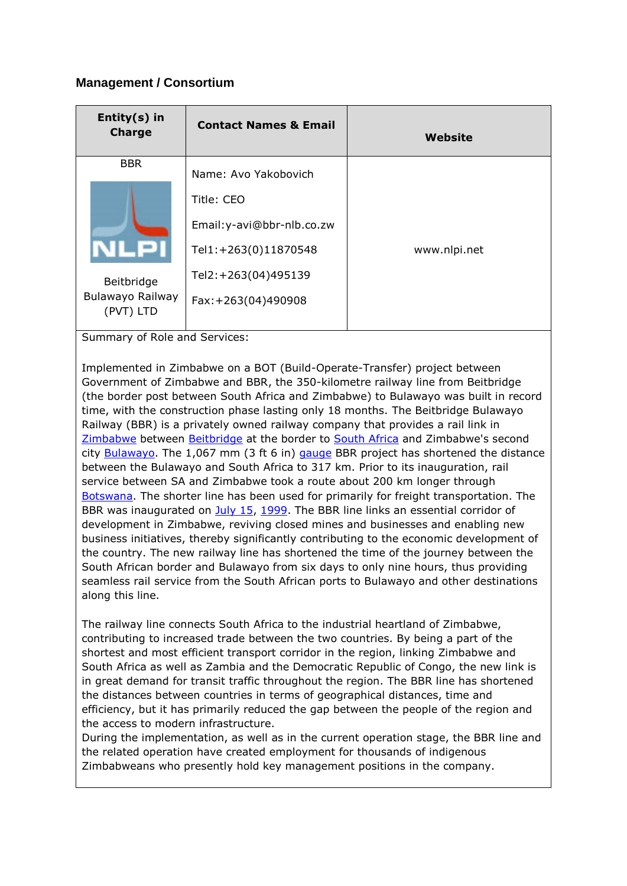### Management / Consortium

| Entity(s) in Charge | Contact Names & Email | Website |
|---|---|---|
| BBR<br><br>NLPI<br><br>Beitbridge Bulawayo Railway (PVT) LTD | Name: Avo Yakobovich<br><br>Title: CEO<br><br>Email:y-avi@bbr-nlb.co.zw<br><br>Tel1:+263(0)11870548<br><br>Tel2:+263(04)495139<br><br>Fax:+263(04)490908 | www.nlpi.net |

Summary of Role and Services:

Implemented in Zimbabwe on a BOT (Build-Operate-Transfer) project between Government of Zimbabwe and BBR, the 350-kilometre railway line from Beitbridge (the border post between South Africa and Zimbabwe) to Bulawayo was built in record time, with the construction phase lasting only 18 months. The Beitbridge Bulawayo Railway (BBR) is a privately owned railway company that provides a rail link in Zimbabwe between Beitbridge at the border to South Africa and Zimbabwe's second city Bulawayo. The 1,067 mm (3 ft 6 in) gauge BBR project has shortened the distance between the Bulawayo and South Africa to 317 km. Prior to its inauguration, rail service between SA and Zimbabwe took a route about 200 km longer through Botswana. The shorter line has been used for primarily for freight transportation. The BBR was inaugurated on July 15, 1999. The BBR line links an essential corridor of development in Zimbabwe, reviving closed mines and businesses and enabling new business initiatives, thereby significantly contributing to the economic development of the country. The new railway line has shortened the time of the journey between the South African border and Bulawayo from six days to only nine hours, thus providing seamless rail service from the South African ports to Bulawayo and other destinations along this line.

The railway line connects South Africa to the industrial heartland of Zimbabwe, contributing to increased trade between the two countries. By being a part of the shortest and most efficient transport corridor in the region, linking Zimbabwe and South Africa as well as Zambia and the Democratic Republic of Congo, the new link is in great demand for transit traffic throughout the region. The BBR line has shortened the distances between countries in terms of geographical distances, time and efficiency, but it has primarily reduced the gap between the people of the region and the access to modern infrastructure.
During the implementation, as well as in the current operation stage, the BBR line and the related operation have created employment for thousands of indigenous Zimbabweans who presently hold key management positions in the company.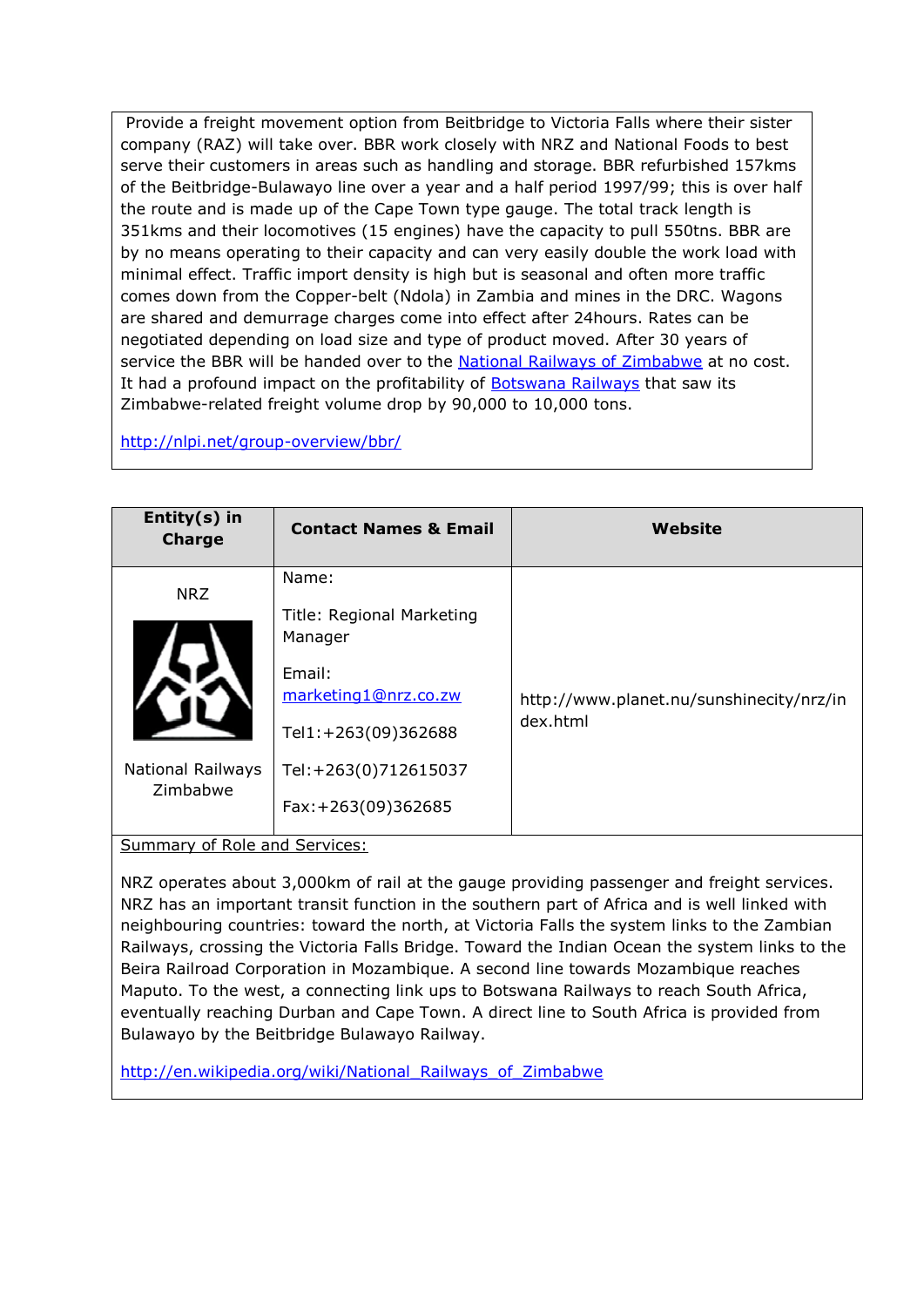Provide a freight movement option from Beitbridge to Victoria Falls where their sister company (RAZ) will take over. BBR work closely with NRZ and National Foods to best serve their customers in areas such as handling and storage. BBR refurbished 157kms of the Beitbridge-Bulawayo line over a year and a half period 1997/99; this is over half the route and is made up of the Cape Town type gauge. The total track length is 351kms and their locomotives (15 engines) have the capacity to pull 550tns. BBR are by no means operating to their capacity and can very easily double the work load with minimal effect. Traffic import density is high but is seasonal and often more traffic comes down from the Copper-belt (Ndola) in Zambia and mines in the DRC. Wagons are shared and demurrage charges come into effect after 24hours. Rates can be negotiated depending on load size and type of product moved. After 30 years of service the BBR will be handed over to the [National Railways of Zimbabwe](http://en.wikipedia.org/wiki/National_Railways_of_Zimbabwe) at no cost. It had a profound impact on the profitability of [Botswana Railways](http://en.wikipedia.org/wiki/Botswana_Railways) that saw its Zimbabwe-related freight volume drop by 90,000 to 10,000 tons.

http://nlpi.net/group-overview/bbr/

| Entity(s) in Charge | Contact Names & Email | Website |
|---|---|---|
| NRZ<br><br>National Railways Zimbabwe | Name:<br><br>Title: Regional Marketing Manager<br><br>Email: marketing1@nrz.co.zw<br><br>Tel1:+263(09)362688<br><br>Tel:+263(0)712615037<br><br>Fax:+263(09)362685 | http://www.planet.nu/sunshinecity/nrz/index.html |

Summary of Role and Services:

NRZ operates about 3,000km of rail at the gauge providing passenger and freight services. NRZ has an important transit function in the southern part of Africa and is well linked with neighbouring countries: toward the north, at Victoria Falls the system links to the Zambian Railways, crossing the Victoria Falls Bridge. Toward the Indian Ocean the system links to the Beira Railroad Corporation in Mozambique. A second line towards Mozambique reaches Maputo. To the west, a connecting link ups to Botswana Railways to reach South Africa, eventually reaching Durban and Cape Town. A direct line to South Africa is provided from Bulawayo by the Beitbridge Bulawayo Railway.

http://en.wikipedia.org/wiki/National_Railways_of_Zimbabwe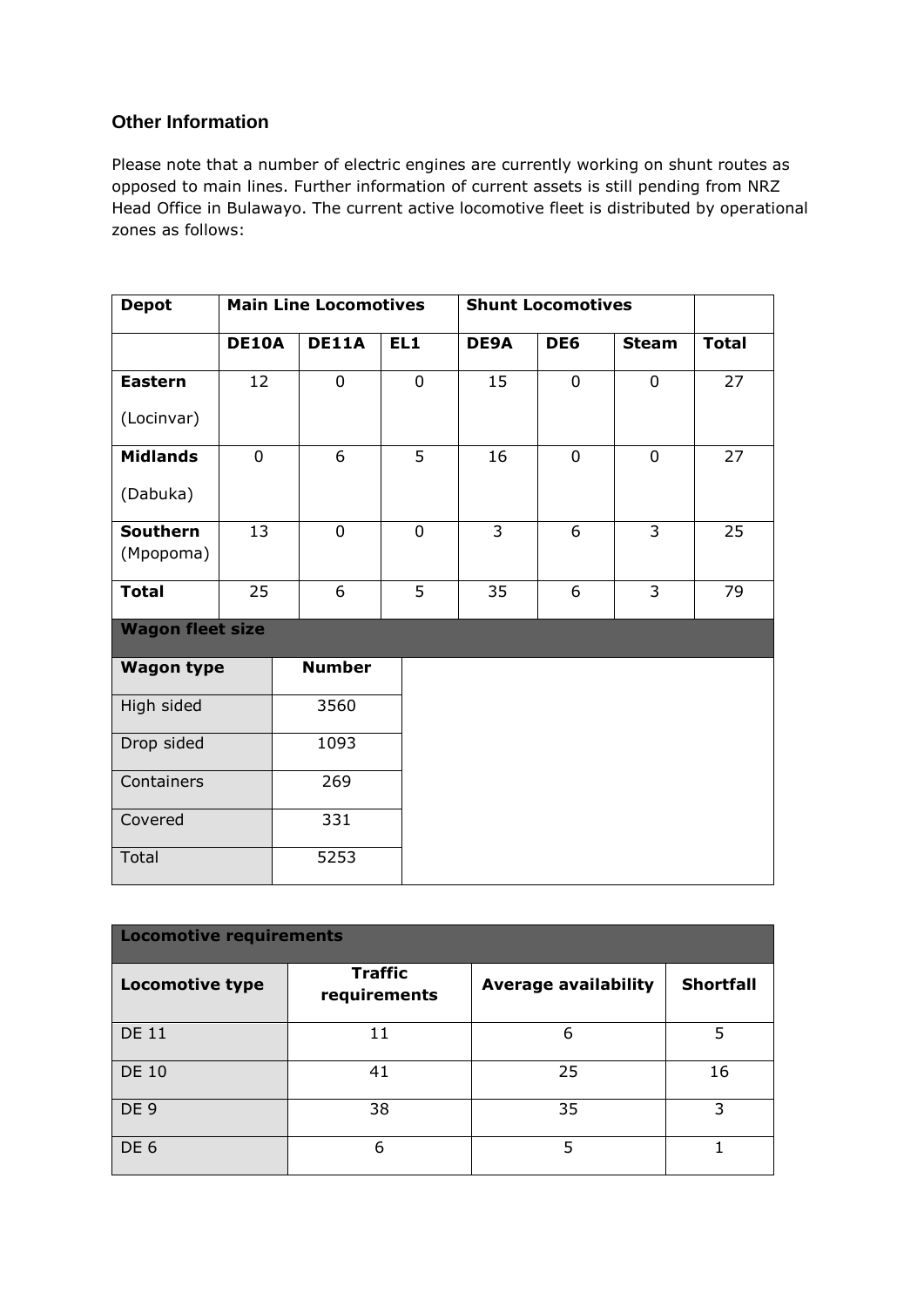### Other Information

Please note that a number of electric engines are currently working on shunt routes as opposed to main lines. Further information of current assets is still pending from NRZ Head Office in Bulawayo. The current active locomotive fleet is distributed by operational zones as follows:

| Depot | Main Line Locomotives | | | Shunt Locomotives | | | |
|---|---|---|---|---|---|---|---|
| | **DE10A** | **DE11A** | **EL1** | **DE9A** | **DE6** | **Steam** | **Total** |
| **Eastern** (Locinvar) | 12 | 0 | 0 | 15 | 0 | 0 | 27 |
| **Midlands** (Dabuka) | 0 | 6 | 5 | 16 | 0 | 0 | 27 |
| **Southern** (Mpopoma) | 13 | 0 | 0 | 3 | 6 | 3 | 25 |
| **Total** | 25 | 6 | 5 | 35 | 6 | 3 | 79 |

**Wagon fleet size**

| Wagon type | Number |
|---|---|
| High sided | 3560 |
| Drop sided | 1093 |
| Containers | 269 |
| Covered | 331 |
| Total | 5253 |

**Locomotive requirements**

| Locomotive type | Traffic requirements | Average availability | Shortfall |
|---|---|---|---|
| DE 11 | 11 | 6 | 5 |
| DE 10 | 41 | 25 | 16 |
| DE 9 | 38 | 35 | 3 |
| DE 6 | 6 | 5 | 1 |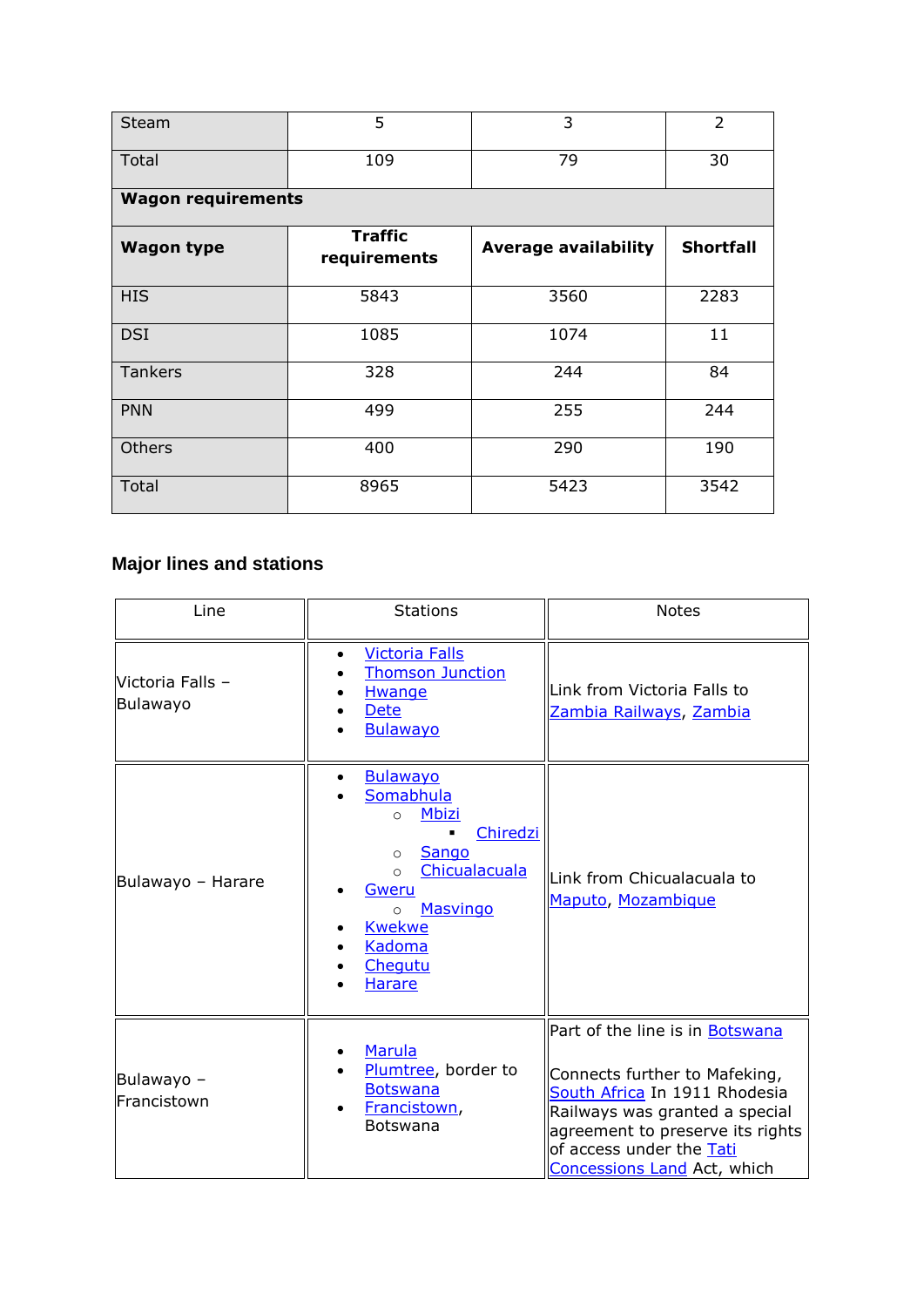| Steam | 5 | 3 | 2 |
|---|---|---|---|
| Total | 109 | 79 | 30 |
| **Wagon requirements** | | | |
| **Wagon type** | **Traffic requirements** | **Average availability** | **Shortfall** |
| HIS | 5843 | 3560 | 2283 |
| DSI | 1085 | 1074 | 11 |
| Tankers | 328 | 244 | 84 |
| PNN | 499 | 255 | 244 |
| Others | 400 | 290 | 190 |
| Total | 8965 | 5423 | 3542 |

## Major lines and stations

| Line | Stations | Notes |
|---|---|---|
| Victoria Falls – Bulawayo | • Victoria Falls<br>• Thomson Junction<br>• Hwange<br>• Dete<br>• Bulawayo | Link from Victoria Falls to Zambia Railways, Zambia |
| Bulawayo – Harare | • Bulawayo<br>• Somabhula<br>  ◦ Mbizi<br>    ▪ Chiredzi<br>  ◦ Sango<br>  ◦ Chicualacuala<br>• Gweru<br>  ◦ Masvingo<br>• Kwekwe<br>• Kadoma<br>• Chegutu<br>• Harare | Link from Chicualacuala to Maputo, Mozambique |
| Bulawayo – Francistown | • Marula<br>• Plumtree, border to Botswana<br>• Francistown, Botswana | Part of the line is in Botswana<br><br>Connects further to Mafeking, South Africa In 1911 Rhodesia Railways was granted a special agreement to preserve its rights of access under the Tati Concessions Land Act, which |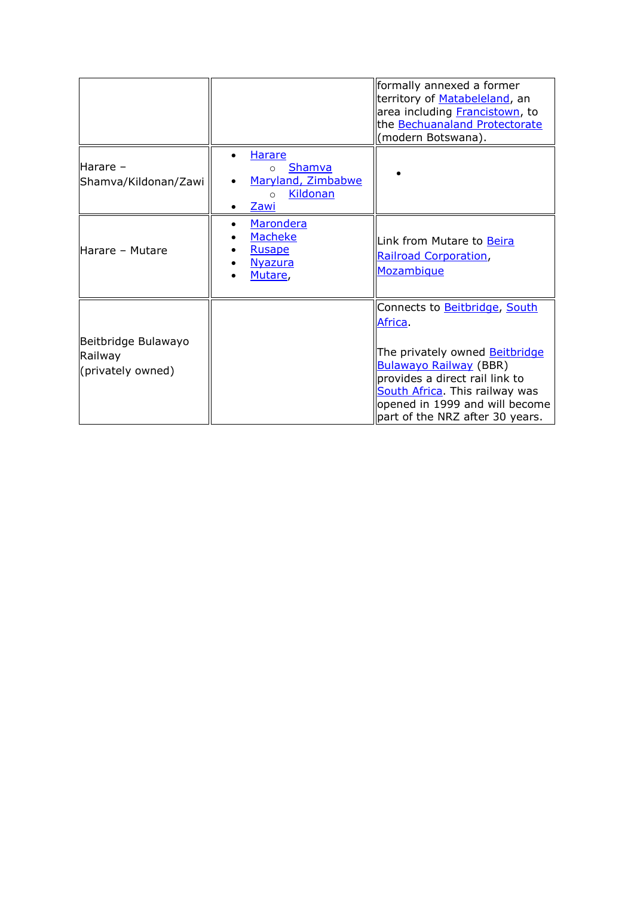| | | |
|---|---|---|
| | | formally annexed a former territory of Matabeleland, an area including Francistown, to the Bechuanaland Protectorate (modern Botswana). |
| Harare – Shamva/Kildonan/Zawi | • Harare<br>  ○ Shamva<br>• Maryland, Zimbabwe<br>  ○ Kildonan<br>• Zawi | • |
| Harare – Mutare | • Marondera<br>• Macheke<br>• Rusape<br>• Nyazura<br>• Mutare, | Link from Mutare to Beira Railroad Corporation, Mozambique |
| Beitbridge Bulawayo Railway (privately owned) | | Connects to Beitbridge, South Africa.<br><br>The privately owned Beitbridge Bulawayo Railway (BBR) provides a direct rail link to South Africa. This railway was opened in 1999 and will become part of the NRZ after 30 years. |